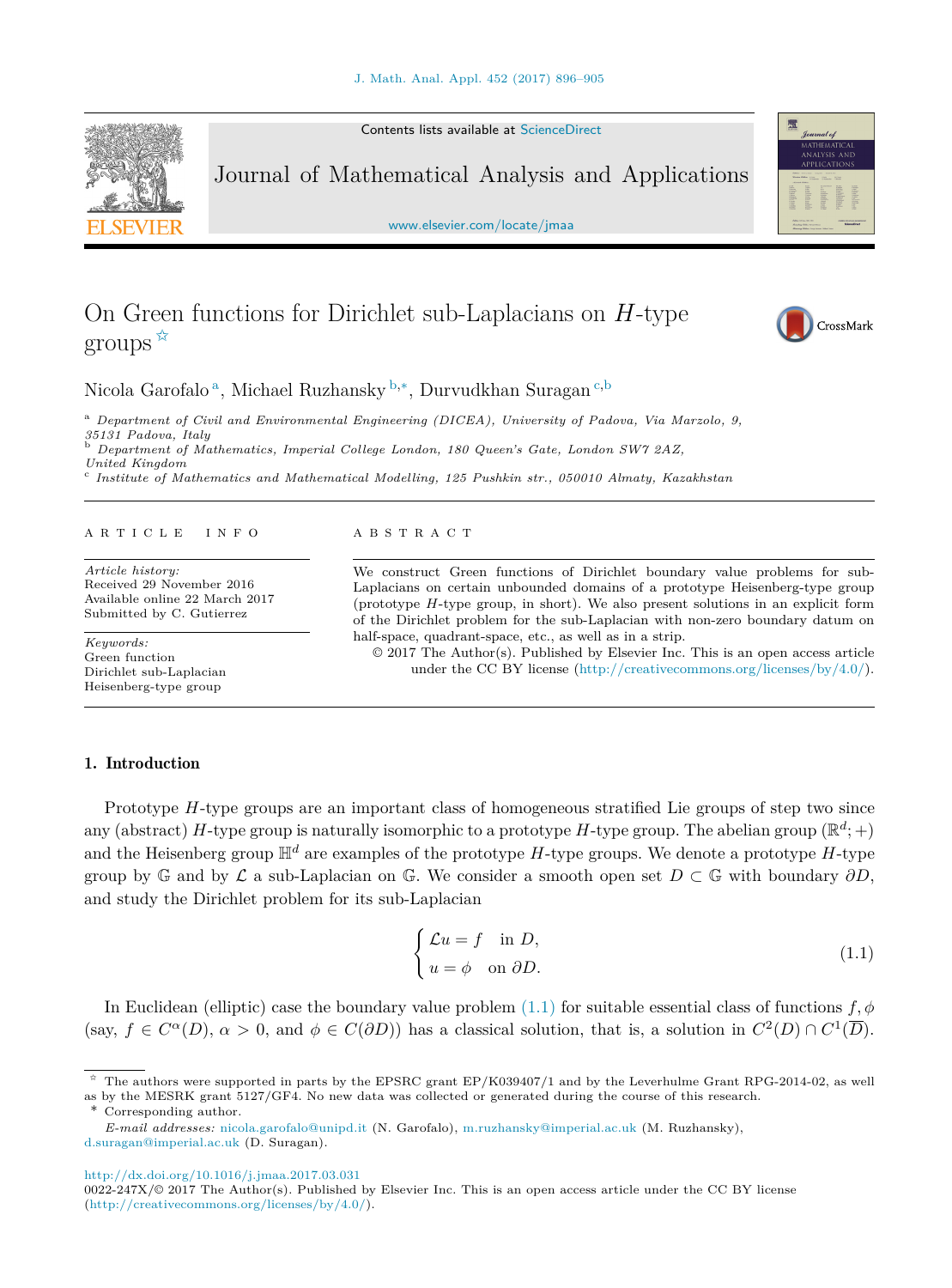# On Green functions for Dirichlet sub-Laplacians on $H$-type groups ☆

Nicola Garofalo[a], Michael Ruzhansky[b,*], Durvudkhan Suragan[c,b]

[a] *Department of Civil and Environmental Engineering (DICEA), University of Padova, Via Marzolo, 9, 35131 Padova, Italy*

[b] *Department of Mathematics, Imperial College London, 180 Queen's Gate, London SW7 2AZ, United Kingdom*

[c] *Institute of Mathematics and Mathematical Modelling, 125 Pushkin str., 050010 Almaty, Kazakhstan*

---

A R T I C L E   I N F O

*Article history:*
Received 29 November 2016
Available online 22 March 2017
Submitted by C. Gutierrez

*Keywords:*
Green function
Dirichlet sub-Laplacian
Heisenberg-type group

A B S T R A C T

We construct Green functions of Dirichlet boundary value problems for sub-Laplacians on certain unbounded domains of a prototype Heisenberg-type group (prototype $H$-type group, in short). We also present solutions in an explicit form of the Dirichlet problem for the sub-Laplacian with non-zero boundary datum on half-space, quadrant-space, etc., as well as in a strip.

© 2017 The Author(s). Published by Elsevier Inc. This is an open access article under the CC BY license (http://creativecommons.org/licenses/by/4.0/).

---

## 1. Introduction

Prototype $H$-type groups are an important class of homogeneous stratified Lie groups of step two since any (abstract) $H$-type group is naturally isomorphic to a prototype $H$-type group. The abelian group $(\mathbb{R}^d;+)$ and the Heisenberg group $\mathbb{H}^d$ are examples of the prototype $H$-type groups. We denote a prototype $H$-type group by $\mathbb{G}$ and by $\mathcal{L}$ a sub-Laplacian on $\mathbb{G}$. We consider a smooth open set $D \subset \mathbb{G}$ with boundary $\partial D$, and study the Dirichlet problem for its sub-Laplacian

$$\begin{cases} \mathcal{L}u = f & \text{in } D, \\ u = \phi & \text{on } \partial D. \end{cases} \tag{1.1}$$

In Euclidean (elliptic) case the boundary value problem (1.1) for suitable essential class of functions $f, \phi$ (say, $f \in C^{\alpha}(D)$, $\alpha > 0$, and $\phi \in C(\partial D)$) has a classical solution, that is, a solution in $C^2(D) \cap C^1(\overline{D})$.

---

☆ The authors were supported in parts by the EPSRC grant EP/K039407/1 and by the Leverhulme Grant RPG-2014-02, as well as by the MESRK grant 5127/GF4. No new data was collected or generated during the course of this research.

\* Corresponding author.

*E-mail addresses:* nicola.garofalo@unipd.it (N. Garofalo), m.ruzhansky@imperial.ac.uk (M. Ruzhansky), d.suragan@imperial.ac.uk (D. Suragan).

http://dx.doi.org/10.1016/j.jmaa.2017.03.031
0022-247X/© 2017 The Author(s). Published by Elsevier Inc. This is an open access article under the CC BY license (http://creativecommons.org/licenses/by/4.0/).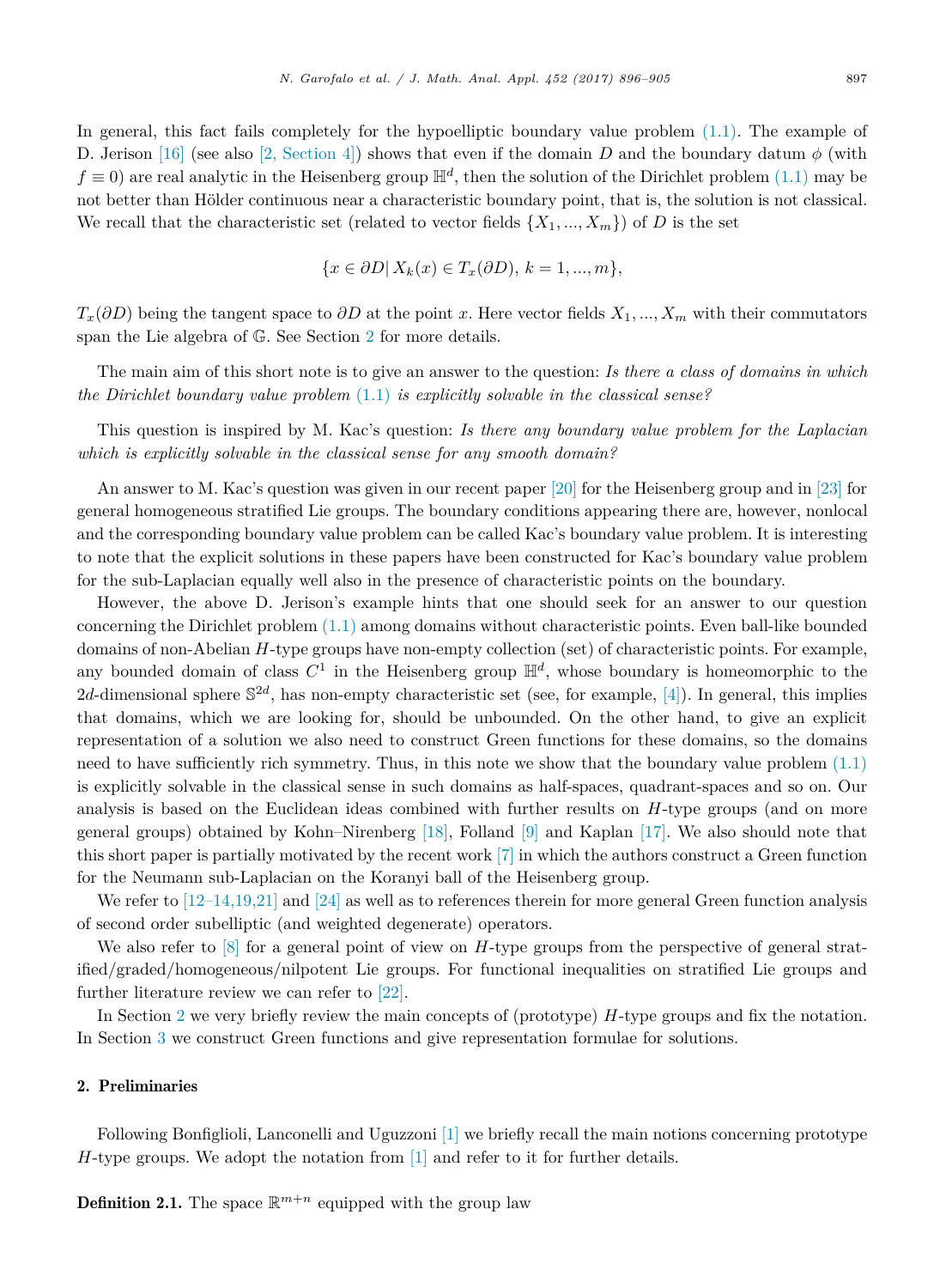In general, this fact fails completely for the hypoelliptic boundary value problem (1.1). The example of D. Jerison [16] (see also [2, Section 4]) shows that even if the domain $D$ and the boundary datum $\phi$ (with $f \equiv 0$) are real analytic in the Heisenberg group $\mathbb{H}^d$, then the solution of the Dirichlet problem (1.1) may be not better than Hölder continuous near a characteristic boundary point, that is, the solution is not classical. We recall that the characteristic set (related to vector fields $\{X_1, ..., X_m\}$) of $D$ is the set

$$\{x \in \partial D | \, X_k(x) \in T_x(\partial D), \, k = 1, ..., m\},$$

$T_x(\partial D)$ being the tangent space to $\partial D$ at the point $x$. Here vector fields $X_1, ..., X_m$ with their commutators span the Lie algebra of $\mathbb{G}$. See Section 2 for more details.

The main aim of this short note is to give an answer to the question: *Is there a class of domains in which the Dirichlet boundary value problem* (1.1) *is explicitly solvable in the classical sense?*

This question is inspired by M. Kac's question: *Is there any boundary value problem for the Laplacian which is explicitly solvable in the classical sense for any smooth domain?*

An answer to M. Kac's question was given in our recent paper [20] for the Heisenberg group and in [23] for general homogeneous stratified Lie groups. The boundary conditions appearing there are, however, nonlocal and the corresponding boundary value problem can be called Kac's boundary value problem. It is interesting to note that the explicit solutions in these papers have been constructed for Kac's boundary value problem for the sub-Laplacian equally well also in the presence of characteristic points on the boundary.

However, the above D. Jerison's example hints that one should seek for an answer to our question concerning the Dirichlet problem (1.1) among domains without characteristic points. Even ball-like bounded domains of non-Abelian $H$-type groups have non-empty collection (set) of characteristic points. For example, any bounded domain of class $C^1$ in the Heisenberg group $\mathbb{H}^d$, whose boundary is homeomorphic to the $2d$-dimensional sphere $\mathbb{S}^{2d}$, has non-empty characteristic set (see, for example, [4]). In general, this implies that domains, which we are looking for, should be unbounded. On the other hand, to give an explicit representation of a solution we also need to construct Green functions for these domains, so the domains need to have sufficiently rich symmetry. Thus, in this note we show that the boundary value problem (1.1) is explicitly solvable in the classical sense in such domains as half-spaces, quadrant-spaces and so on. Our analysis is based on the Euclidean ideas combined with further results on $H$-type groups (and on more general groups) obtained by Kohn–Nirenberg [18], Folland [9] and Kaplan [17]. We also should note that this short paper is partially motivated by the recent work [7] in which the authors construct a Green function for the Neumann sub-Laplacian on the Koranyi ball of the Heisenberg group.

We refer to [12–14,19,21] and [24] as well as to references therein for more general Green function analysis of second order subelliptic (and weighted degenerate) operators.

We also refer to [8] for a general point of view on $H$-type groups from the perspective of general stratified/graded/homogeneous/nilpotent Lie groups. For functional inequalities on stratified Lie groups and further literature review we can refer to [22].

In Section 2 we very briefly review the main concepts of (prototype) $H$-type groups and fix the notation. In Section 3 we construct Green functions and give representation formulae for solutions.

## 2. Preliminaries

Following Bonfiglioli, Lanconelli and Uguzzoni [1] we briefly recall the main notions concerning prototype $H$-type groups. We adopt the notation from [1] and refer to it for further details.

**Definition 2.1.** The space $\mathbb{R}^{m+n}$ equipped with the group law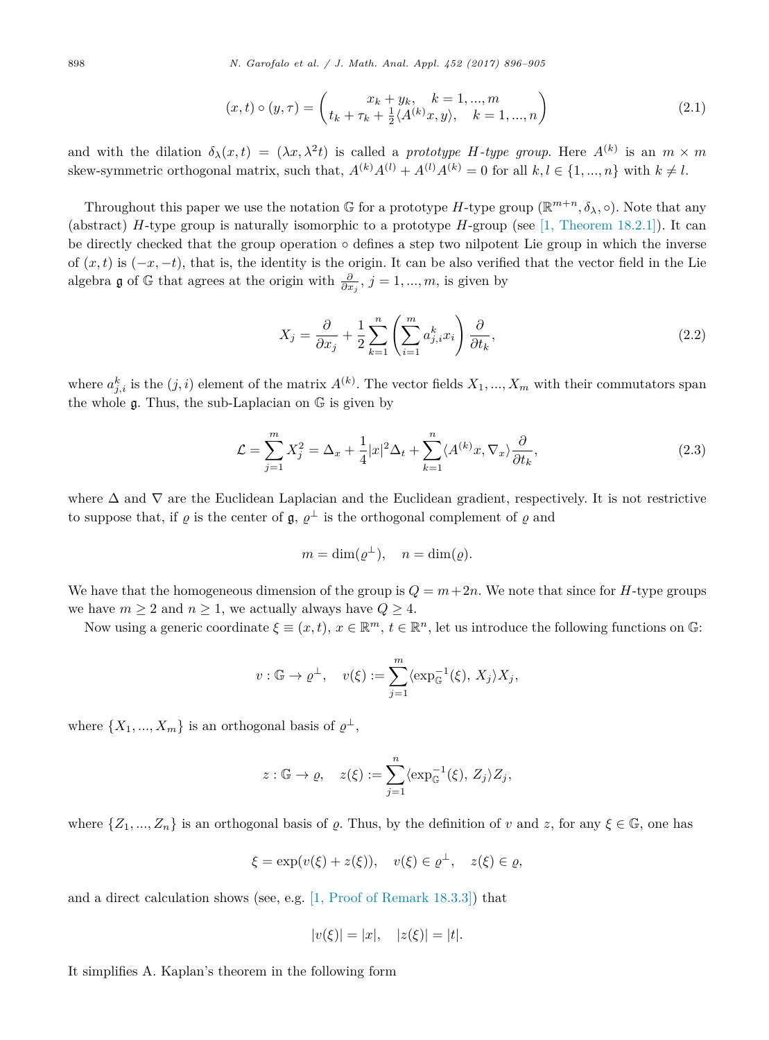$$
(x,t) \circ (y,\tau) = \begin{pmatrix} x_k + y_k, \quad k = 1, ..., m \\ t_k + \tau_k + \frac{1}{2}\langle A^{(k)}x, y\rangle, \quad k = 1, ..., n \end{pmatrix} \tag{2.1}
$$

and with the dilation $\delta_\lambda(x,t) = (\lambda x, \lambda^2 t)$ is called a *prototype H-type group*. Here $A^{(k)}$ is an $m \times m$ skew-symmetric orthogonal matrix, such that, $A^{(k)}A^{(l)} + A^{(l)}A^{(k)} = 0$ for all $k, l \in \{1, ..., n\}$ with $k \neq l$.

Throughout this paper we use the notation $\mathbb{G}$ for a prototype $H$-type group $(\mathbb{R}^{m+n}, \delta_\lambda, \circ)$. Note that any (abstract) $H$-type group is naturally isomorphic to a prototype $H$-group (see [1, Theorem 18.2.1]). It can be directly checked that the group operation $\circ$ defines a step two nilpotent Lie group in which the inverse of $(x,t)$ is $(-x,-t)$, that is, the identity is the origin. It can be also verified that the vector field in the Lie algebra $\mathfrak{g}$ of $\mathbb{G}$ that agrees at the origin with $\frac{\partial}{\partial x_j}$, $j = 1, ..., m$, is given by

$$
X_j = \frac{\partial}{\partial x_j} + \frac{1}{2}\sum_{k=1}^{n}\left(\sum_{i=1}^{m} a_{j,i}^k x_i\right)\frac{\partial}{\partial t_k}, \tag{2.2}
$$

where $a_{j,i}^k$ is the $(j,i)$ element of the matrix $A^{(k)}$. The vector fields $X_1, ..., X_m$ with their commutators span the whole $\mathfrak{g}$. Thus, the sub-Laplacian on $\mathbb{G}$ is given by

$$
\mathcal{L} = \sum_{j=1}^{m} X_j^2 = \Delta_x + \frac{1}{4}|x|^2\Delta_t + \sum_{k=1}^{n}\langle A^{(k)}x, \nabla_x\rangle\frac{\partial}{\partial t_k}, \tag{2.3}
$$

where $\Delta$ and $\nabla$ are the Euclidean Laplacian and the Euclidean gradient, respectively. It is not restrictive to suppose that, if $\varrho$ is the center of $\mathfrak{g}$, $\varrho^\perp$ is the orthogonal complement of $\varrho$ and

$$
m = \dim(\varrho^\perp), \quad n = \dim(\varrho).
$$

We have that the homogeneous dimension of the group is $Q = m+2n$. We note that since for $H$-type groups we have $m \geq 2$ and $n \geq 1$, we actually always have $Q \geq 4$.

Now using a generic coordinate $\xi \equiv (x,t)$, $x \in \mathbb{R}^m$, $t \in \mathbb{R}^n$, let us introduce the following functions on $\mathbb{G}$:

$$
v : \mathbb{G} \to \varrho^\perp, \quad v(\xi) := \sum_{j=1}^{m}\langle \exp_{\mathbb{G}}^{-1}(\xi),\, X_j\rangle X_j,
$$

where $\{X_1, ..., X_m\}$ is an orthogonal basis of $\varrho^\perp$,

$$
z : \mathbb{G} \to \varrho, \quad z(\xi) := \sum_{j=1}^{n}\langle \exp_{\mathbb{G}}^{-1}(\xi),\, Z_j\rangle Z_j,
$$

where $\{Z_1, ..., Z_n\}$ is an orthogonal basis of $\varrho$. Thus, by the definition of $v$ and $z$, for any $\xi \in \mathbb{G}$, one has

$$
\xi = \exp(v(\xi) + z(\xi)), \quad v(\xi) \in \varrho^\perp, \quad z(\xi) \in \varrho,
$$

and a direct calculation shows (see, e.g. [1, Proof of Remark 18.3.3]) that

$$
|v(\xi)| = |x|, \quad |z(\xi)| = |t|.
$$

It simplifies A. Kaplan's theorem in the following form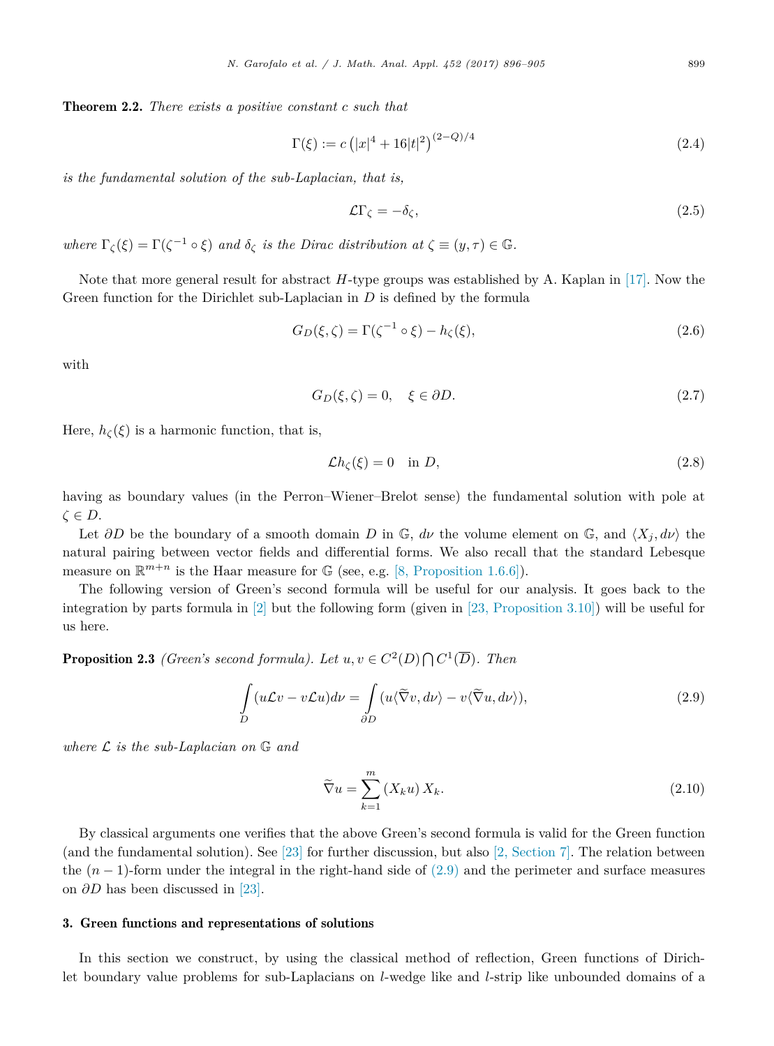**Theorem 2.2.** *There exists a positive constant $c$ such that*

$$\Gamma(\xi) := c\left(|x|^4 + 16|t|^2\right)^{(2-Q)/4} \tag{2.4}$$

*is the fundamental solution of the sub-Laplacian, that is,*

$$\mathcal{L}\Gamma_\zeta = -\delta_\zeta, \tag{2.5}$$

*where $\Gamma_\zeta(\xi) = \Gamma(\zeta^{-1} \circ \xi)$ and $\delta_\zeta$ is the Dirac distribution at $\zeta \equiv (y, \tau) \in \mathbb{G}$.*

Note that more general result for abstract $H$-type groups was established by A. Kaplan in [17]. Now the Green function for the Dirichlet sub-Laplacian in $D$ is defined by the formula

$$G_D(\xi, \zeta) = \Gamma(\zeta^{-1} \circ \xi) - h_\zeta(\xi), \tag{2.6}$$

with

$$G_D(\xi, \zeta) = 0, \quad \xi \in \partial D. \tag{2.7}$$

Here, $h_\zeta(\xi)$ is a harmonic function, that is,

$$\mathcal{L}h_\zeta(\xi) = 0 \quad \text{in } D, \tag{2.8}$$

having as boundary values (in the Perron–Wiener–Brelot sense) the fundamental solution with pole at $\zeta \in D$.

Let $\partial D$ be the boundary of a smooth domain $D$ in $\mathbb{G}$, $d\nu$ the volume element on $\mathbb{G}$, and $\langle X_j, d\nu\rangle$ the natural pairing between vector fields and differential forms. We also recall that the standard Lebesgue measure on $\mathbb{R}^{m+n}$ is the Haar measure for $\mathbb{G}$ (see, e.g. [8, Proposition 1.6.6]).

The following version of Green's second formula will be useful for our analysis. It goes back to the integration by parts formula in [2] but the following form (given in [23, Proposition 3.10]) will be useful for us here.

**Proposition 2.3** *(Green's second formula). Let $u, v \in C^2(D) \bigcap C^1(\overline{D})$. Then*

$$\int_D (u\mathcal{L}v - v\mathcal{L}u)d\nu = \int_{\partial D} (u\langle \widetilde{\nabla} v, d\nu\rangle - v\langle \widetilde{\nabla} u, d\nu\rangle), \tag{2.9}$$

*where $\mathcal{L}$ is the sub-Laplacian on $\mathbb{G}$ and*

$$\widetilde{\nabla} u = \sum_{k=1}^{m} (X_k u)\, X_k. \tag{2.10}$$

By classical arguments one verifies that the above Green's second formula is valid for the Green function (and the fundamental solution). See [23] for further discussion, but also [2, Section 7]. The relation between the $(n-1)$-form under the integral in the right-hand side of (2.9) and the perimeter and surface measures on $\partial D$ has been discussed in [23].

## 3. Green functions and representations of solutions

In this section we construct, by using the classical method of reflection, Green functions of Dirichlet boundary value problems for sub-Laplacians on $l$-wedge like and $l$-strip like unbounded domains of a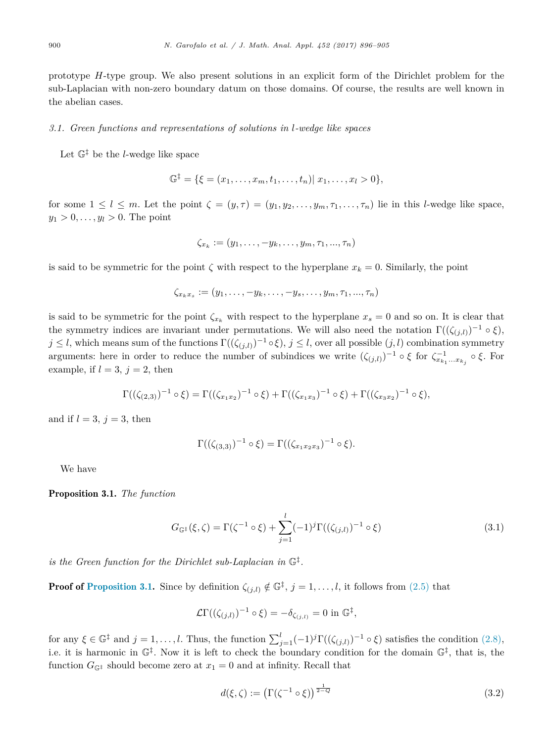prototype $H$-type group. We also present solutions in an explicit form of the Dirichlet problem for the sub-Laplacian with non-zero boundary datum on those domains. Of course, the results are well known in the abelian cases.

### *3.1. Green functions and representations of solutions in $l$-wedge like spaces*

Let $\mathbb{G}^\ddagger$ be the $l$-wedge like space

$$\mathbb{G}^\ddagger = \{\xi = (x_1, \ldots, x_m, t_1, \ldots, t_n) |\ x_1, \ldots, x_l > 0\},$$

for some $1 \le l \le m$. Let the point $\zeta = (y, \tau) = (y_1, y_2, \ldots, y_m, \tau_1, \ldots, \tau_n)$ lie in this $l$-wedge like space, $y_1 > 0, \ldots, y_l > 0$. The point

$$\zeta_{x_k} := (y_1, \ldots, -y_k, \ldots, y_m, \tau_1, ..., \tau_n)$$

is said to be symmetric for the point $\zeta$ with respect to the hyperplane $x_k = 0$. Similarly, the point

$$\zeta_{x_k x_s} := (y_1, \ldots, -y_k, \ldots, -y_s, \ldots, y_m, \tau_1, ..., \tau_n)$$

is said to be symmetric for the point $\zeta_{x_k}$ with respect to the hyperplane $x_s = 0$ and so on. It is clear that the symmetry indices are invariant under permutations. We will also need the notation $\Gamma((\zeta_{(j,l)})^{-1} \circ \xi)$, $j \le l$, which means sum of the functions $\Gamma((\zeta_{(j,l)})^{-1} \circ \xi)$, $j \le l$, over all possible $(j, l)$ combination symmetry arguments: here in order to reduce the number of subindices we write $(\zeta_{(j,l)})^{-1} \circ \xi$ for $\zeta^{-1}_{x_{k_1} \cdots x_{k_j}} \circ \xi$. For example, if $l = 3$, $j = 2$, then

$$\Gamma((\zeta_{(2,3)})^{-1} \circ \xi) = \Gamma((\zeta_{x_1 x_2})^{-1} \circ \xi) + \Gamma((\zeta_{x_1 x_3})^{-1} \circ \xi) + \Gamma((\zeta_{x_3 x_2})^{-1} \circ \xi),$$

and if $l = 3$, $j = 3$, then

$$\Gamma((\zeta_{(3,3)})^{-1} \circ \xi) = \Gamma((\zeta_{x_1 x_2 x_3})^{-1} \circ \xi).$$

We have

**Proposition 3.1.** *The function*

$$G_{\mathbb{G}^\ddagger}(\xi, \zeta) = \Gamma(\zeta^{-1} \circ \xi) + \sum_{j=1}^{l} (-1)^j \Gamma((\zeta_{(j,l)})^{-1} \circ \xi) \tag{3.1}$$

*is the Green function for the Dirichlet sub-Laplacian in $\mathbb{G}^\ddagger$.*

**Proof of Proposition 3.1.** Since by definition $\zeta_{(j,l)} \notin \mathbb{G}^\ddagger$, $j = 1, \ldots, l$, it follows from (2.5) that

$$\mathcal{L}\Gamma((\zeta_{(j,l)})^{-1} \circ \xi) = -\delta_{\zeta_{(j,l)}} = 0 \text{ in } \mathbb{G}^\ddagger,$$

for any $\xi \in \mathbb{G}^\ddagger$ and $j = 1, \ldots, l$. Thus, the function $\sum_{j=1}^{l} (-1)^j \Gamma((\zeta_{(j,l)})^{-1} \circ \xi)$ satisfies the condition (2.8), i.e. it is harmonic in $\mathbb{G}^\ddagger$. Now it is left to check the boundary condition for the domain $\mathbb{G}^\ddagger$, that is, the function $G_{\mathbb{G}^\ddagger}$ should become zero at $x_1 = 0$ and at infinity. Recall that

$$d(\xi, \zeta) := \left(\Gamma(\zeta^{-1} \circ \xi)\right)^{\frac{1}{2-Q}} \tag{3.2}$$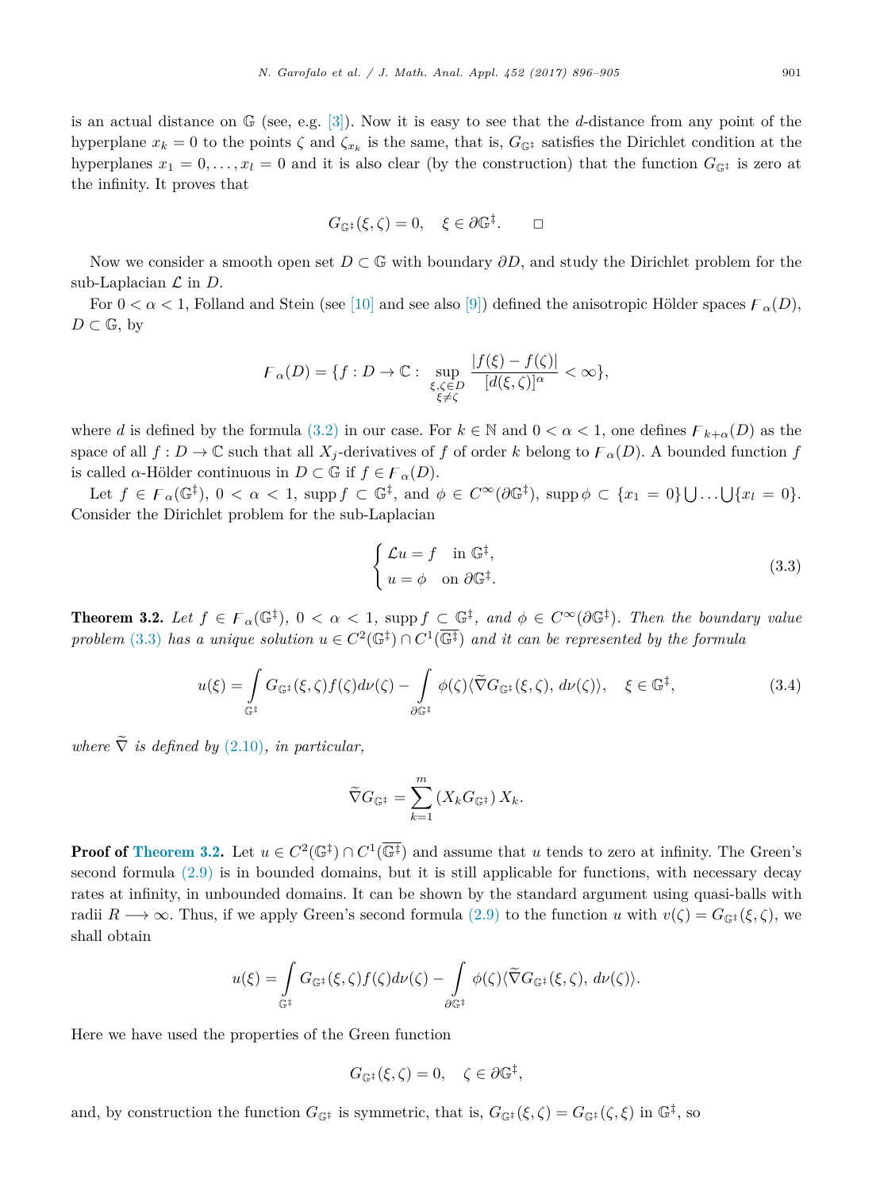is an actual distance on $\mathbb{G}$ (see, e.g. [3]). Now it is easy to see that the $d$-distance from any point of the hyperplane $x_k = 0$ to the points $\zeta$ and $\zeta_{x_k}$ is the same, that is, $G_{\mathbb{G}^\ddagger}$ satisfies the Dirichlet condition at the hyperplanes $x_1 = 0, \ldots, x_l = 0$ and it is also clear (by the construction) that the function $G_{\mathbb{G}^\ddagger}$ is zero at the infinity. It proves that

$$G_{\mathbb{G}^\ddagger}(\xi, \zeta) = 0, \quad \xi \in \partial\mathbb{G}^\ddagger. \qquad \square$$

Now we consider a smooth open set $D \subset \mathbb{G}$ with boundary $\partial D$, and study the Dirichlet problem for the sub-Laplacian $\mathcal{L}$ in $D$.

For $0 < \alpha < 1$, Folland and Stein (see [10] and see also [9]) defined the anisotropic Hölder spaces $\digamma_\alpha(D)$, $D \subset \mathbb{G}$, by

$$\digamma_\alpha(D) = \{f : D \to \mathbb{C} : \sup_{\substack{\xi, \zeta \in D \\ \xi \neq \zeta}} \frac{|f(\xi) - f(\zeta)|}{[d(\xi, \zeta)]^\alpha} < \infty\},$$

where $d$ is defined by the formula (3.2) in our case. For $k \in \mathbb{N}$ and $0 < \alpha < 1$, one defines $\digamma_{k+\alpha}(D)$ as the space of all $f : D \to \mathbb{C}$ such that all $X_j$-derivatives of $f$ of order $k$ belong to $\digamma_\alpha(D)$. A bounded function $f$ is called $\alpha$-Hölder continuous in $D \subset \mathbb{G}$ if $f \in \digamma_\alpha(D)$.

Let $f \in \digamma_\alpha(\mathbb{G}^\ddagger)$, $0 < \alpha < 1$, $\operatorname{supp} f \subset \mathbb{G}^\ddagger$, and $\phi \in C^\infty(\partial\mathbb{G}^\ddagger)$, $\operatorname{supp} \phi \subset \{x_1 = 0\} \bigcup \ldots \bigcup \{x_l = 0\}$. Consider the Dirichlet problem for the sub-Laplacian

$$\begin{cases} \mathcal{L}u = f & \text{in } \mathbb{G}^\ddagger, \\ u = \phi & \text{on } \partial\mathbb{G}^\ddagger. \end{cases} \tag{3.3}$$

**Theorem 3.2.** *Let $f \in \digamma_\alpha(\mathbb{G}^\ddagger)$, $0 < \alpha < 1$, $\operatorname{supp} f \subset \mathbb{G}^\ddagger$, and $\phi \in C^\infty(\partial\mathbb{G}^\ddagger)$. Then the boundary value problem (3.3) has a unique solution $u \in C^2(\mathbb{G}^\ddagger) \cap C^1(\overline{\mathbb{G}^\ddagger})$ and it can be represented by the formula*

$$u(\xi) = \int_{\mathbb{G}^\ddagger} G_{\mathbb{G}^\ddagger}(\xi, \zeta) f(\zeta) d\nu(\zeta) - \int_{\partial\mathbb{G}^\ddagger} \phi(\zeta) \langle \widetilde{\nabla} G_{\mathbb{G}^\ddagger}(\xi, \zeta), d\nu(\zeta) \rangle, \quad \xi \in \mathbb{G}^\ddagger, \tag{3.4}$$

*where $\widetilde{\nabla}$ is defined by (2.10), in particular,*

$$\widetilde{\nabla} G_{\mathbb{G}^\ddagger} = \sum_{k=1}^{m} (X_k G_{\mathbb{G}^\ddagger}) X_k.$$

**Proof of Theorem 3.2.** Let $u \in C^2(\mathbb{G}^\ddagger) \cap C^1(\overline{\mathbb{G}^\ddagger})$ and assume that $u$ tends to zero at infinity. The Green's second formula (2.9) is in bounded domains, but it is still applicable for functions, with necessary decay rates at infinity, in unbounded domains. It can be shown by the standard argument using quasi-balls with radii $R \longrightarrow \infty$. Thus, if we apply Green's second formula (2.9) to the function $u$ with $v(\zeta) = G_{\mathbb{G}^\ddagger}(\xi, \zeta)$, we shall obtain

$$u(\xi) = \int_{\mathbb{G}^\ddagger} G_{\mathbb{G}^\ddagger}(\xi, \zeta) f(\zeta) d\nu(\zeta) - \int_{\partial\mathbb{G}^\ddagger} \phi(\zeta) \langle \widetilde{\nabla} G_{\mathbb{G}^\ddagger}(\xi, \zeta), d\nu(\zeta) \rangle.$$

Here we have used the properties of the Green function

$$G_{\mathbb{G}^\ddagger}(\xi, \zeta) = 0, \quad \zeta \in \partial\mathbb{G}^\ddagger,$$

and, by construction the function $G_{\mathbb{G}^\ddagger}$ is symmetric, that is, $G_{\mathbb{G}^\ddagger}(\xi, \zeta) = G_{\mathbb{G}^\ddagger}(\zeta, \xi)$ in $\mathbb{G}^\ddagger$, so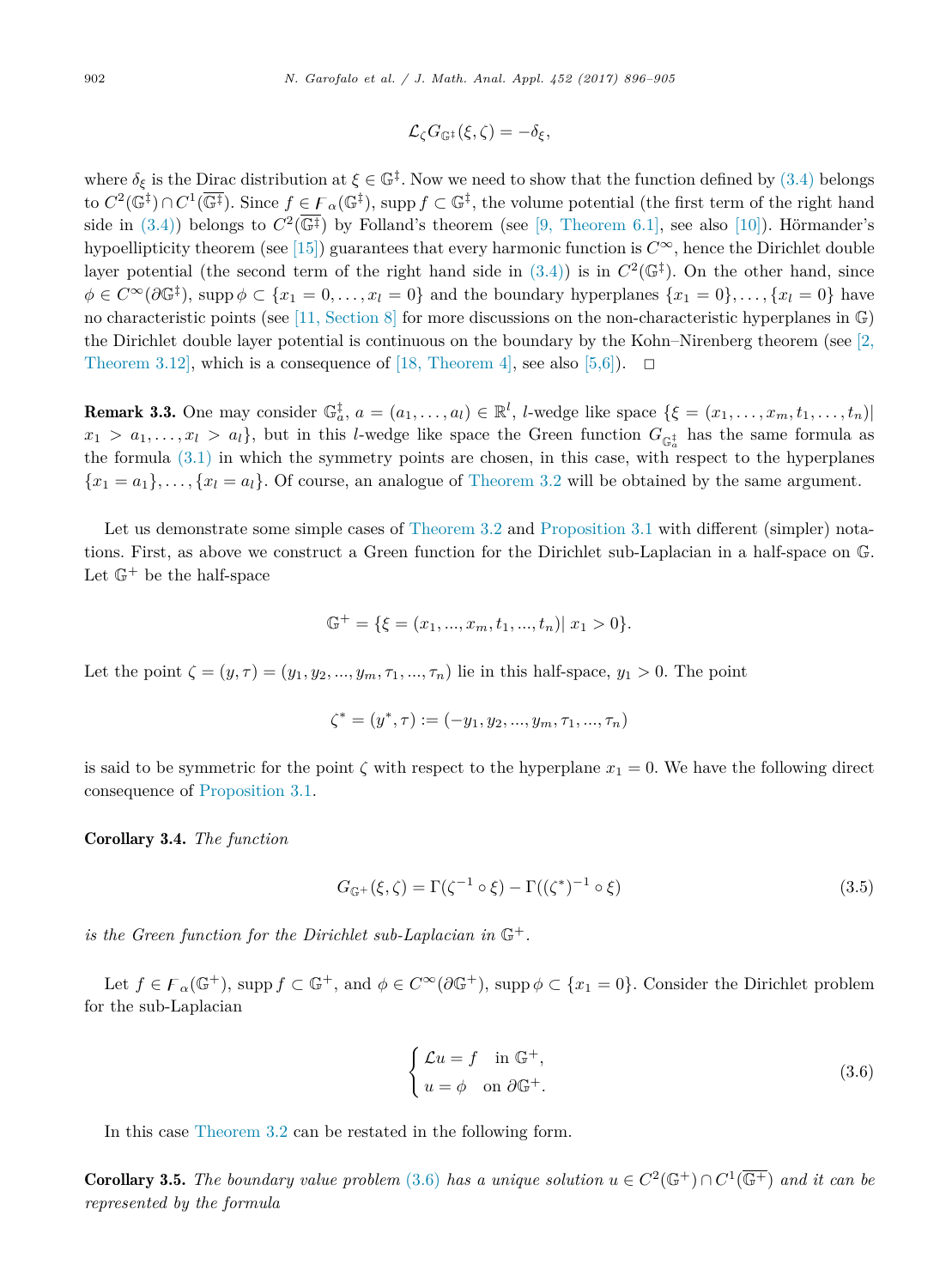$$\mathcal{L}_\zeta G_{\mathbb{G}^\ddagger}(\xi,\zeta) = -\delta_\xi,$$

where $\delta_\xi$ is the Dirac distribution at $\xi \in \mathbb{G}^\ddagger$. Now we need to show that the function defined by (3.4) belongs to $C^2(\mathbb{G}^\ddagger) \cap C^1(\overline{\mathbb{G}^\ddagger})$. Since $f \in \mathcal{F}_\alpha(\mathbb{G}^\ddagger)$, $\operatorname{supp} f \subset \mathbb{G}^\ddagger$, the volume potential (the first term of the right hand side in (3.4)) belongs to $C^2(\overline{\mathbb{G}^\ddagger})$ by Folland's theorem (see [9, Theorem 6.1], see also [10]). Hörmander's hypoellipticity theorem (see [15]) guarantees that every harmonic function is $C^\infty$, hence the Dirichlet double layer potential (the second term of the right hand side in (3.4)) is in $C^2(\mathbb{G}^\ddagger)$. On the other hand, since $\phi \in C^\infty(\partial\mathbb{G}^\ddagger)$, $\operatorname{supp}\phi \subset \{x_1 = 0, \ldots, x_l = 0\}$ and the boundary hyperplanes $\{x_1 = 0\}, \ldots, \{x_l = 0\}$ have no characteristic points (see [11, Section 8] for more discussions on the non-characteristic hyperplanes in $\mathbb{G}$) the Dirichlet double layer potential is continuous on the boundary by the Kohn–Nirenberg theorem (see [2, Theorem 3.12], which is a consequence of [18, Theorem 4], see also [5,6]). $\square$

**Remark 3.3.** One may consider $\mathbb{G}^\ddagger_a$, $a = (a_1, \ldots, a_l) \in \mathbb{R}^l$, $l$-wedge like space $\{\xi = (x_1, \ldots, x_m, t_1, \ldots, t_n) | x_1 > a_1, \ldots, x_l > a_l\}$, but in this $l$-wedge like space the Green function $G_{\mathbb{G}^\ddagger_a}$ has the same formula as the formula (3.1) in which the symmetry points are chosen, in this case, with respect to the hyperplanes $\{x_1 = a_1\}, \ldots, \{x_l = a_l\}$. Of course, an analogue of Theorem 3.2 will be obtained by the same argument.

Let us demonstrate some simple cases of Theorem 3.2 and Proposition 3.1 with different (simpler) notations. First, as above we construct a Green function for the Dirichlet sub-Laplacian in a half-space on $\mathbb{G}$. Let $\mathbb{G}^+$ be the half-space

$$\mathbb{G}^+ = \{\xi = (x_1, ..., x_m, t_1, ..., t_n) | \ x_1 > 0\}.$$

Let the point $\zeta = (y, \tau) = (y_1, y_2, ..., y_m, \tau_1, ..., \tau_n)$ lie in this half-space, $y_1 > 0$. The point

$$\zeta^* = (y^*, \tau) := (-y_1, y_2, ..., y_m, \tau_1, ..., \tau_n)$$

is said to be symmetric for the point $\zeta$ with respect to the hyperplane $x_1 = 0$. We have the following direct consequence of Proposition 3.1.

**Corollary 3.4.** *The function*

$$G_{\mathbb{G}^+}(\xi,\zeta) = \Gamma(\zeta^{-1} \circ \xi) - \Gamma((\zeta^*)^{-1} \circ \xi) \tag{3.5}$$

*is the Green function for the Dirichlet sub-Laplacian in $\mathbb{G}^+$.*

Let $f \in \mathcal{F}_\alpha(\mathbb{G}^+)$, $\operatorname{supp} f \subset \mathbb{G}^+$, and $\phi \in C^\infty(\partial\mathbb{G}^+)$, $\operatorname{supp}\phi \subset \{x_1 = 0\}$. Consider the Dirichlet problem for the sub-Laplacian

$$\begin{cases} \mathcal{L}u = f & \text{in } \mathbb{G}^+, \\ u = \phi & \text{on } \partial\mathbb{G}^+. \end{cases} \tag{3.6}$$

In this case Theorem 3.2 can be restated in the following form.

**Corollary 3.5.** *The boundary value problem (3.6) has a unique solution $u \in C^2(\mathbb{G}^+) \cap C^1(\overline{\mathbb{G}^+})$ and it can be represented by the formula*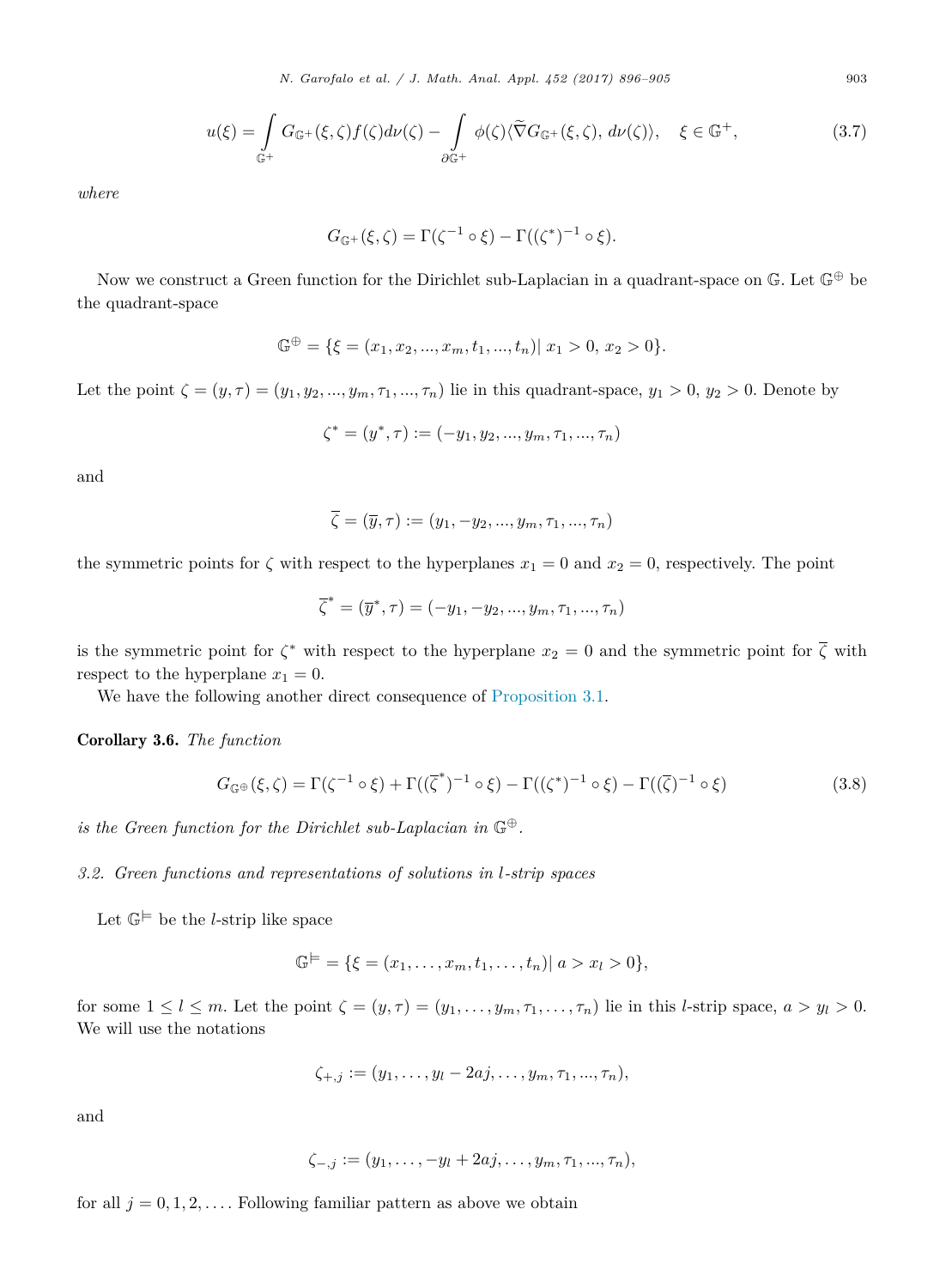$$u(\xi) = \int_{\mathbb{G}^+} G_{\mathbb{G}^+}(\xi,\zeta) f(\zeta) d\nu(\zeta) - \int_{\partial\mathbb{G}^+} \phi(\zeta) \langle \widetilde{\nabla} G_{\mathbb{G}^+}(\xi,\zeta), d\nu(\zeta)\rangle, \quad \xi \in \mathbb{G}^+, \tag{3.7}$$

*where*

$$G_{\mathbb{G}^+}(\xi,\zeta) = \Gamma(\zeta^{-1}\circ\xi) - \Gamma((\zeta^*)^{-1}\circ\xi).$$

Now we construct a Green function for the Dirichlet sub-Laplacian in a quadrant-space on $\mathbb{G}$. Let $\mathbb{G}^{\oplus}$ be the quadrant-space

$$\mathbb{G}^{\oplus} = \{\xi = (x_1, x_2, ..., x_m, t_1, ..., t_n) |\ x_1 > 0,\ x_2 > 0\}.$$

Let the point $\zeta = (y, \tau) = (y_1, y_2, ..., y_m, \tau_1, ..., \tau_n)$ lie in this quadrant-space, $y_1 > 0$, $y_2 > 0$. Denote by

$$\zeta^* = (y^*, \tau) := (-y_1, y_2, ..., y_m, \tau_1, ..., \tau_n)$$

and

$$\overline{\zeta} = (\overline{y}, \tau) := (y_1, -y_2, ..., y_m, \tau_1, ..., \tau_n)$$

the symmetric points for $\zeta$ with respect to the hyperplanes $x_1 = 0$ and $x_2 = 0$, respectively. The point

$$\overline{\zeta}^* = (\overline{y}^*, \tau) = (-y_1, -y_2, ..., y_m, \tau_1, ..., \tau_n)$$

is the symmetric point for $\zeta^*$ with respect to the hyperplane $x_2 = 0$ and the symmetric point for $\overline{\zeta}$ with respect to the hyperplane $x_1 = 0$.

We have the following another direct consequence of Proposition 3.1.

**Corollary 3.6.** *The function*

$$G_{\mathbb{G}^{\oplus}}(\xi,\zeta) = \Gamma(\zeta^{-1}\circ\xi) + \Gamma((\overline{\zeta}^*)^{-1}\circ\xi) - \Gamma((\zeta^*)^{-1}\circ\xi) - \Gamma((\overline{\zeta})^{-1}\circ\xi) \tag{3.8}$$

*is the Green function for the Dirichlet sub-Laplacian in* $\mathbb{G}^{\oplus}$.

### *3.2. Green functions and representations of solutions in l-strip spaces*

Let $\mathbb{G}^{\vDash}$ be the $l$-strip like space

$$\mathbb{G}^{\vDash} = \{\xi = (x_1, \ldots, x_m, t_1, \ldots, t_n) |\ a > x_l > 0\},$$

for some $1 \leq l \leq m$. Let the point $\zeta = (y, \tau) = (y_1, \ldots, y_m, \tau_1, \ldots, \tau_n)$ lie in this $l$-strip space, $a > y_l > 0$. We will use the notations

$$\zeta_{+,j} := (y_1, \ldots, y_l - 2aj, \ldots, y_m, \tau_1, ..., \tau_n),$$

and

$$\zeta_{-,j} := (y_1, \ldots, -y_l + 2aj, \ldots, y_m, \tau_1, ..., \tau_n),$$

for all $j = 0, 1, 2, \ldots$. Following familiar pattern as above we obtain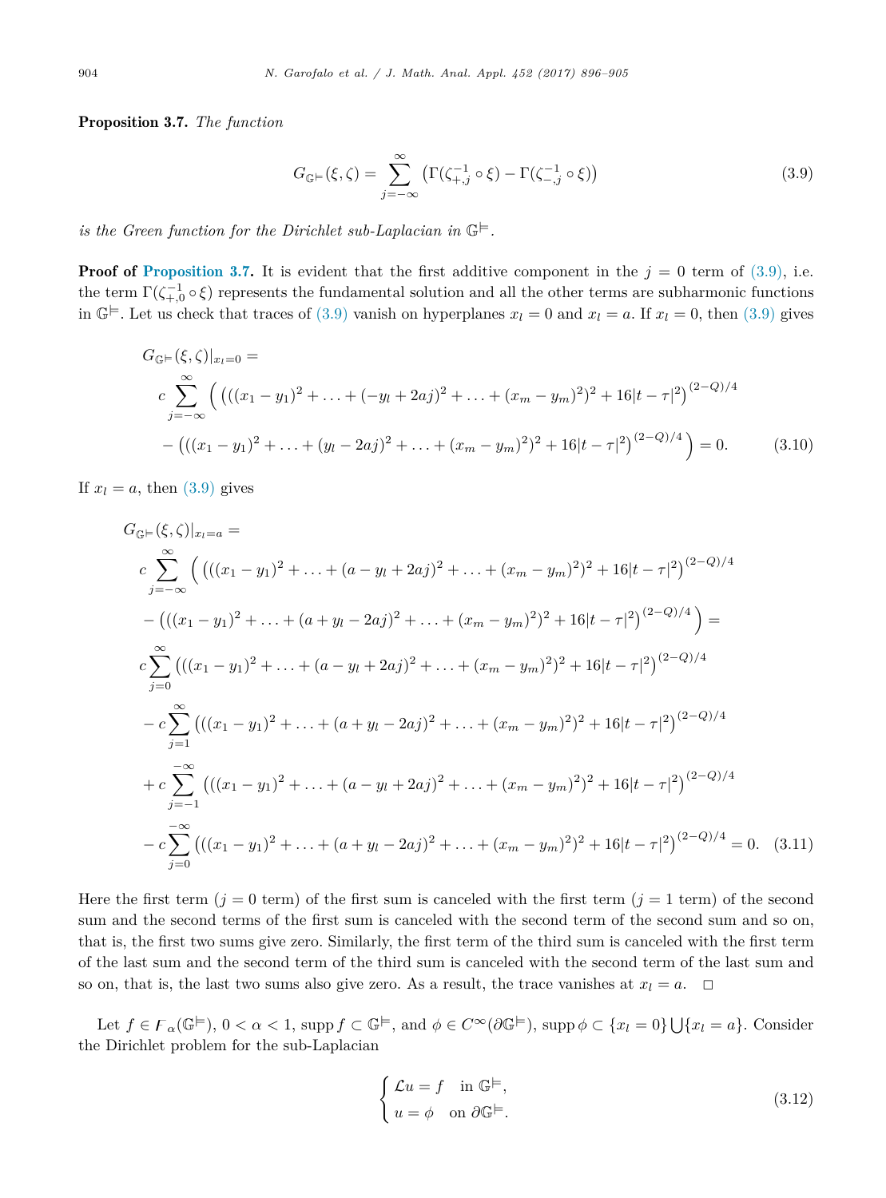**Proposition 3.7.** *The function*

$$G_{\mathbb{G}^{\models}}(\xi,\zeta) = \sum_{j=-\infty}^{\infty} \left(\Gamma(\zeta_{+,j}^{-1}\circ\xi) - \Gamma(\zeta_{-,j}^{-1}\circ\xi)\right) \tag{3.9}$$

*is the Green function for the Dirichlet sub-Laplacian in* $\mathbb{G}^{\models}$.

**Proof of Proposition 3.7.** It is evident that the first additive component in the $j = 0$ term of (3.9), i.e. the term $\Gamma(\zeta_{+,0}^{-1}\circ\xi)$ represents the fundamental solution and all the other terms are subharmonic functions in $\mathbb{G}^{\models}$. Let us check that traces of (3.9) vanish on hyperplanes $x_l = 0$ and $x_l = a$. If $x_l = 0$, then (3.9) gives

$$\begin{aligned}
&G_{\mathbb{G}^{\models}}(\xi,\zeta)|_{x_l=0} = \\
&\quad c\sum_{j=-\infty}^{\infty}\Big( \left(((x_1-y_1)^2+\ldots+(-y_l+2aj)^2+\ldots+(x_m-y_m)^2)^2+16|t-\tau|^2\right)^{(2-Q)/4} \\
&\quad - \left(((x_1-y_1)^2+\ldots+(y_l-2aj)^2+\ldots+(x_m-y_m)^2)^2+16|t-\tau|^2\right)^{(2-Q)/4}\Big) = 0.
\end{aligned} \tag{3.10}$$

If $x_l = a$, then (3.9) gives

$$\begin{aligned}
&G_{\mathbb{G}^{\models}}(\xi,\zeta)|_{x_l=a} = \\
&\quad c\sum_{j=-\infty}^{\infty}\Big( \left(((x_1-y_1)^2+\ldots+(a-y_l+2aj)^2+\ldots+(x_m-y_m)^2)^2+16|t-\tau|^2\right)^{(2-Q)/4} \\
&\quad - \left(((x_1-y_1)^2+\ldots+(a+y_l-2aj)^2+\ldots+(x_m-y_m)^2)^2+16|t-\tau|^2\right)^{(2-Q)/4}\Big) = \\
&\quad c\sum_{j=0}^{\infty}\left(((x_1-y_1)^2+\ldots+(a-y_l+2aj)^2+\ldots+(x_m-y_m)^2)^2+16|t-\tau|^2\right)^{(2-Q)/4} \\
&\quad - c\sum_{j=1}^{\infty}\left(((x_1-y_1)^2+\ldots+(a+y_l-2aj)^2+\ldots+(x_m-y_m)^2)^2+16|t-\tau|^2\right)^{(2-Q)/4} \\
&\quad + c\sum_{j=-1}^{-\infty}\left(((x_1-y_1)^2+\ldots+(a-y_l+2aj)^2+\ldots+(x_m-y_m)^2)^2+16|t-\tau|^2\right)^{(2-Q)/4} \\
&\quad - c\sum_{j=0}^{-\infty}\left(((x_1-y_1)^2+\ldots+(a+y_l-2aj)^2+\ldots+(x_m-y_m)^2)^2+16|t-\tau|^2\right)^{(2-Q)/4} = 0.
\end{aligned} \tag{3.11}$$

Here the first term ($j = 0$ term) of the first sum is canceled with the first term ($j = 1$ term) of the second sum and the second terms of the first sum is canceled with the second term of the second sum and so on, that is, the first two sums give zero. Similarly, the first term of the third sum is canceled with the first term of the last sum and the second term of the third sum is canceled with the second term of the last sum and so on, that is, the last two sums also give zero. As a result, the trace vanishes at $x_l = a$. $\square$

Let $f \in F_\alpha(\mathbb{G}^{\models})$, $0 < \alpha < 1$, $\operatorname{supp} f \subset \mathbb{G}^{\models}$, and $\phi \in C^\infty(\partial\mathbb{G}^{\models})$, $\operatorname{supp}\phi \subset \{x_l = 0\}\bigcup\{x_l = a\}$. Consider the Dirichlet problem for the sub-Laplacian

$$\begin{cases} \mathcal{L}u = f & \text{in } \mathbb{G}^{\models}, \\ u = \phi & \text{on } \partial\mathbb{G}^{\models}. \end{cases} \tag{3.12}$$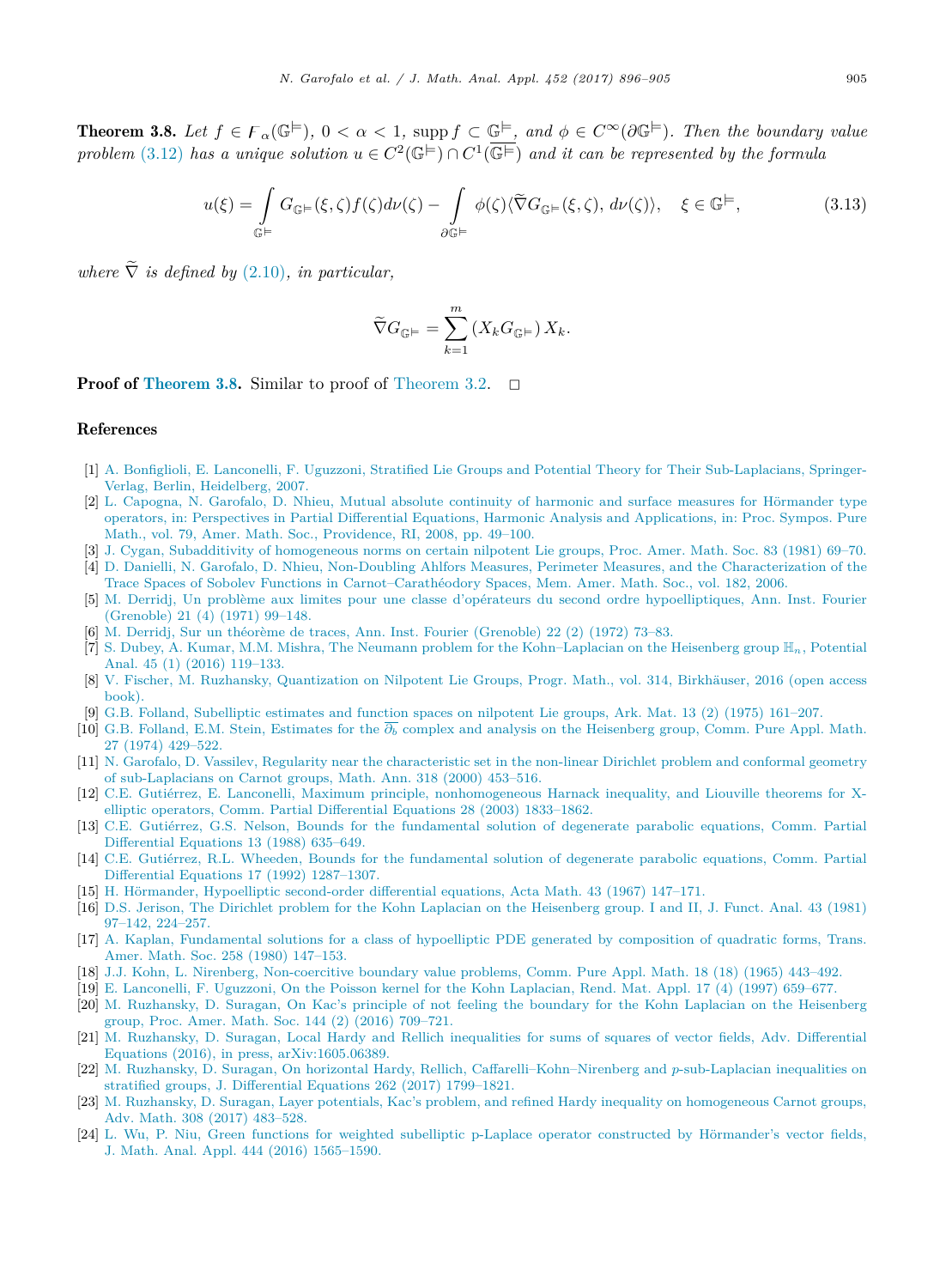**Theorem 3.8.** *Let $f \in F_\alpha(\mathbb{G}^{\vDash})$, $0 < \alpha < 1$, $\operatorname{supp} f \subset \mathbb{G}^{\vDash}$, and $\phi \in C^\infty(\partial\mathbb{G}^{\vDash})$. Then the boundary value problem (3.12) has a unique solution $u \in C^2(\mathbb{G}^{\vDash}) \cap C^1(\overline{\mathbb{G}^{\vDash}})$ and it can be represented by the formula*

$$u(\xi) = \int\limits_{\mathbb{G}^{\vDash}} G_{\mathbb{G}^{\vDash}}(\xi,\zeta) f(\zeta) d\nu(\zeta) - \int\limits_{\partial\mathbb{G}^{\vDash}} \phi(\zeta) \langle \widetilde{\nabla} G_{\mathbb{G}^{\vDash}}(\xi,\zeta), d\nu(\zeta)\rangle, \quad \xi \in \mathbb{G}^{\vDash}, \tag{3.13}$$

*where $\widetilde{\nabla}$ is defined by (2.10), in particular,*

$$\widetilde{\nabla} G_{\mathbb{G}^{\vDash}} = \sum_{k=1}^{m} (X_k G_{\mathbb{G}^{\vDash}}) X_k.$$

**Proof of Theorem 3.8.** Similar to proof of Theorem 3.2. □

## References

[1] A. Bonfiglioli, E. Lanconelli, F. Uguzzoni, Stratified Lie Groups and Potential Theory for Their Sub-Laplacians, Springer-Verlag, Berlin, Heidelberg, 2007.

[2] L. Capogna, N. Garofalo, D. Nhieu, Mutual absolute continuity of harmonic and surface measures for Hörmander type operators, in: Perspectives in Partial Differential Equations, Harmonic Analysis and Applications, in: Proc. Sympos. Pure Math., vol. 79, Amer. Math. Soc., Providence, RI, 2008, pp. 49–100.

[3] J. Cygan, Subadditivity of homogeneous norms on certain nilpotent Lie groups, Proc. Amer. Math. Soc. 83 (1981) 69–70.

[4] D. Danielli, N. Garofalo, D. Nhieu, Non-Doubling Ahlfors Measures, Perimeter Measures, and the Characterization of the Trace Spaces of Sobolev Functions in Carnot–Carathéodory Spaces, Mem. Amer. Math. Soc., vol. 182, 2006.

[5] M. Derridj, Un problème aux limites pour une classe d'opérateurs du second ordre hypoelliptiques, Ann. Inst. Fourier (Grenoble) 21 (4) (1971) 99–148.

[6] M. Derridj, Sur un théorème de traces, Ann. Inst. Fourier (Grenoble) 22 (2) (1972) 73–83.

[7] S. Dubey, A. Kumar, M.M. Mishra, The Neumann problem for the Kohn–Laplacian on the Heisenberg group $\mathbb{H}_n$, Potential Anal. 45 (1) (2016) 119–133.

[8] V. Fischer, M. Ruzhansky, Quantization on Nilpotent Lie Groups, Progr. Math., vol. 314, Birkhäuser, 2016 (open access book).

[9] G.B. Folland, Subelliptic estimates and function spaces on nilpotent Lie groups, Ark. Mat. 13 (2) (1975) 161–207.

[10] G.B. Folland, E.M. Stein, Estimates for the $\overline{\partial_b}$ complex and analysis on the Heisenberg group, Comm. Pure Appl. Math. 27 (1974) 429–522.

[11] N. Garofalo, D. Vassilev, Regularity near the characteristic set in the non-linear Dirichlet problem and conformal geometry of sub-Laplacians on Carnot groups, Math. Ann. 318 (2000) 453–516.

[12] C.E. Gutiérrez, E. Lanconelli, Maximum principle, nonhomogeneous Harnack inequality, and Liouville theorems for X-elliptic operators, Comm. Partial Differential Equations 28 (2003) 1833–1862.

[13] C.E. Gutiérrez, G.S. Nelson, Bounds for the fundamental solution of degenerate parabolic equations, Comm. Partial Differential Equations 13 (1988) 635–649.

[14] C.E. Gutiérrez, R.L. Wheeden, Bounds for the fundamental solution of degenerate parabolic equations, Comm. Partial Differential Equations 17 (1992) 1287–1307.

[15] H. Hörmander, Hypoelliptic second-order differential equations, Acta Math. 43 (1967) 147–171.

[16] D.S. Jerison, The Dirichlet problem for the Kohn Laplacian on the Heisenberg group. I and II, J. Funct. Anal. 43 (1981) 97–142, 224–257.

[17] A. Kaplan, Fundamental solutions for a class of hypoelliptic PDE generated by composition of quadratic forms, Trans. Amer. Math. Soc. 258 (1980) 147–153.

[18] J.J. Kohn, L. Nirenberg, Non-coercitive boundary value problems, Comm. Pure Appl. Math. 18 (18) (1965) 443–492.

[19] E. Lanconelli, F. Uguzzoni, On the Poisson kernel for the Kohn Laplacian, Rend. Mat. Appl. 17 (4) (1997) 659–677.

[20] M. Ruzhansky, D. Suragan, On Kac's principle of not feeling the boundary for the Kohn Laplacian on the Heisenberg group, Proc. Amer. Math. Soc. 144 (2) (2016) 709–721.

[21] M. Ruzhansky, D. Suragan, Local Hardy and Rellich inequalities for sums of squares of vector fields, Adv. Differential Equations (2016), in press, arXiv:1605.06389.

[22] M. Ruzhansky, D. Suragan, On horizontal Hardy, Rellich, Caffarelli–Kohn–Nirenberg and $p$-sub-Laplacian inequalities on stratified groups, J. Differential Equations 262 (2017) 1799–1821.

[23] M. Ruzhansky, D. Suragan, Layer potentials, Kac's problem, and refined Hardy inequality on homogeneous Carnot groups, Adv. Math. 308 (2017) 483–528.

[24] L. Wu, P. Niu, Green functions for weighted subelliptic p-Laplace operator constructed by Hörmander's vector fields, J. Math. Anal. Appl. 444 (2016) 1565–1590.